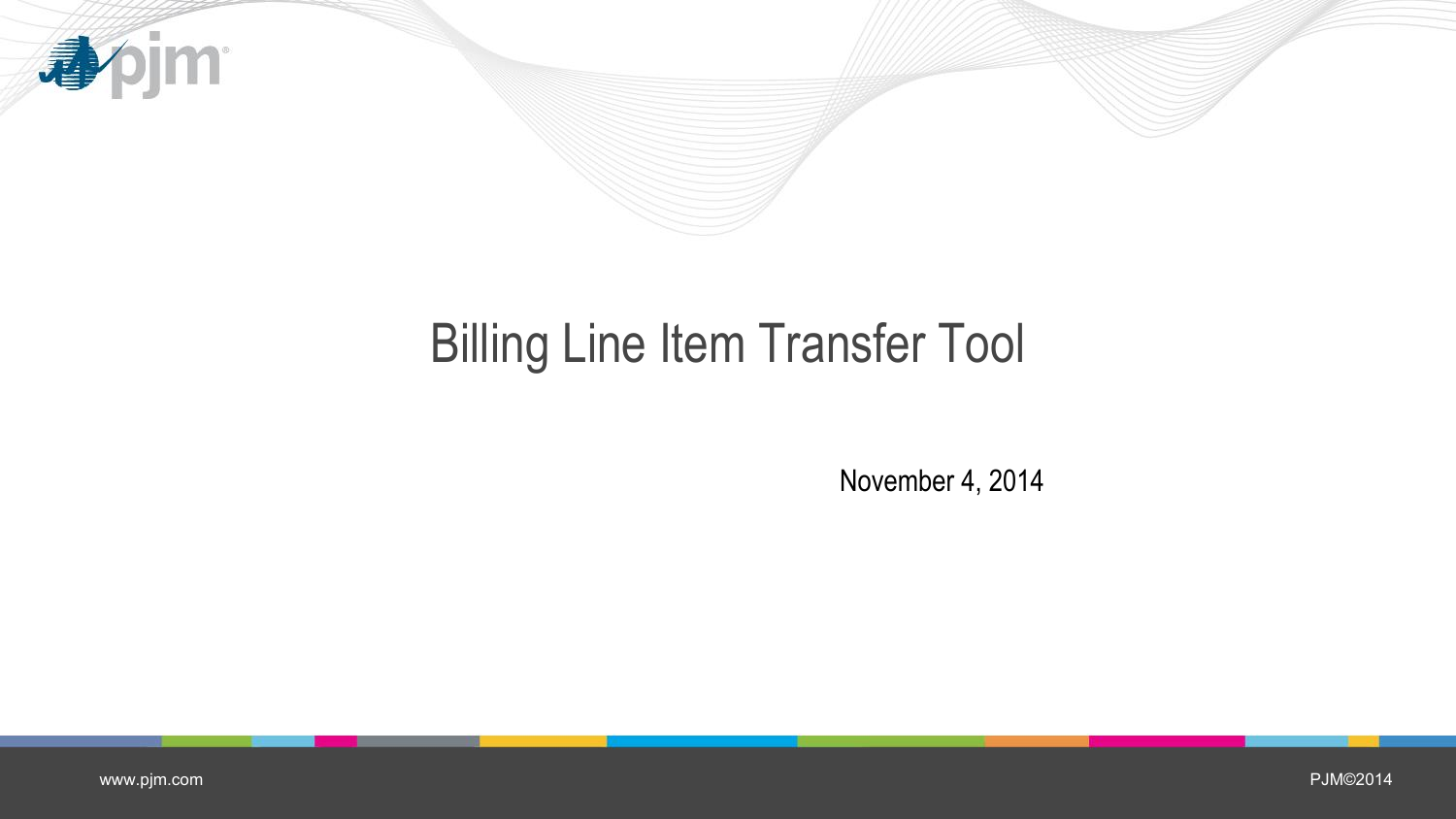# Billing Line Item Transfer Tool

November 4, 2014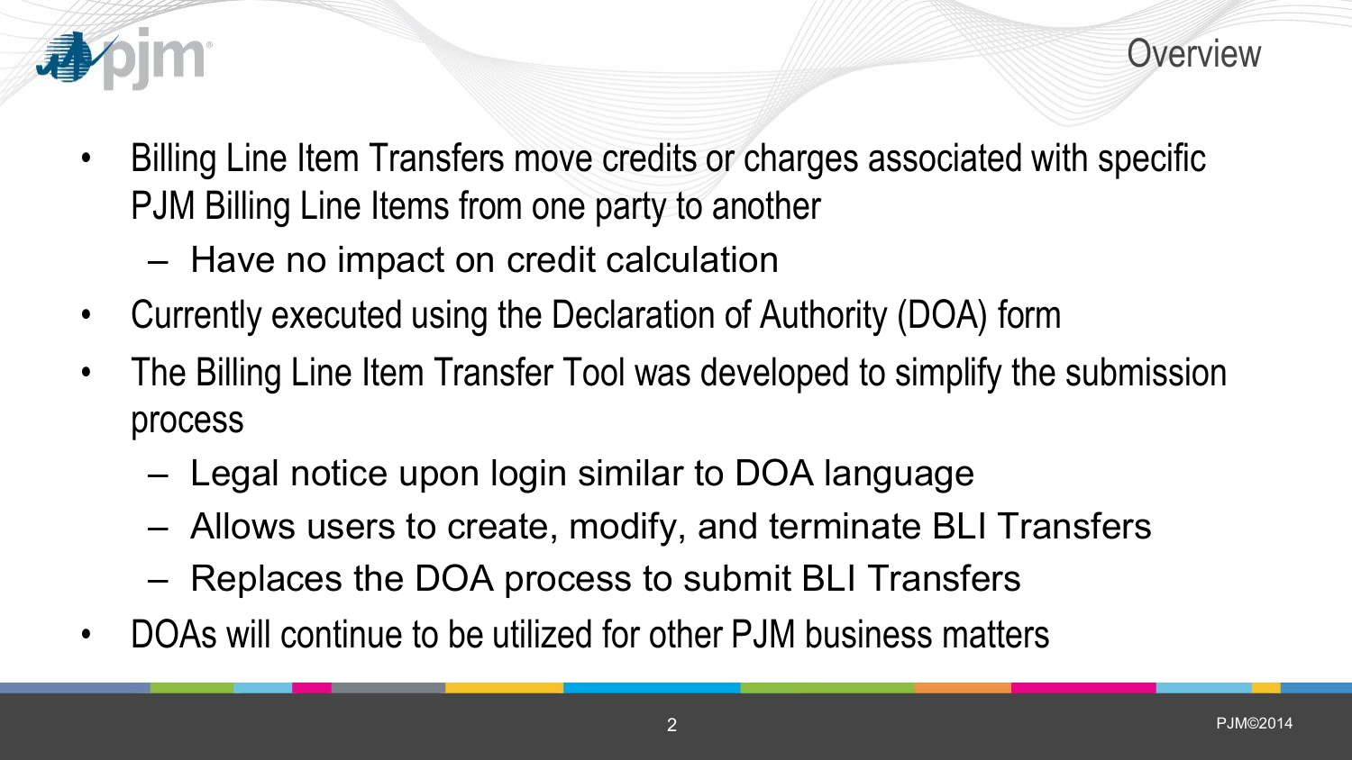# Overview

- Billing Line Item Transfers move credits or charges associated with specific PJM Billing Line Items from one party to another
  - Have no impact on credit calculation
- Currently executed using the Declaration of Authority (DOA) form
- The Billing Line Item Transfer Tool was developed to simplify the submission process
  - Legal notice upon login similar to DOA language
  - Allows users to create, modify, and terminate BLI Transfers
  - Replaces the DOA process to submit BLI Transfers
- DOAs will continue to be utilized for other PJM business matters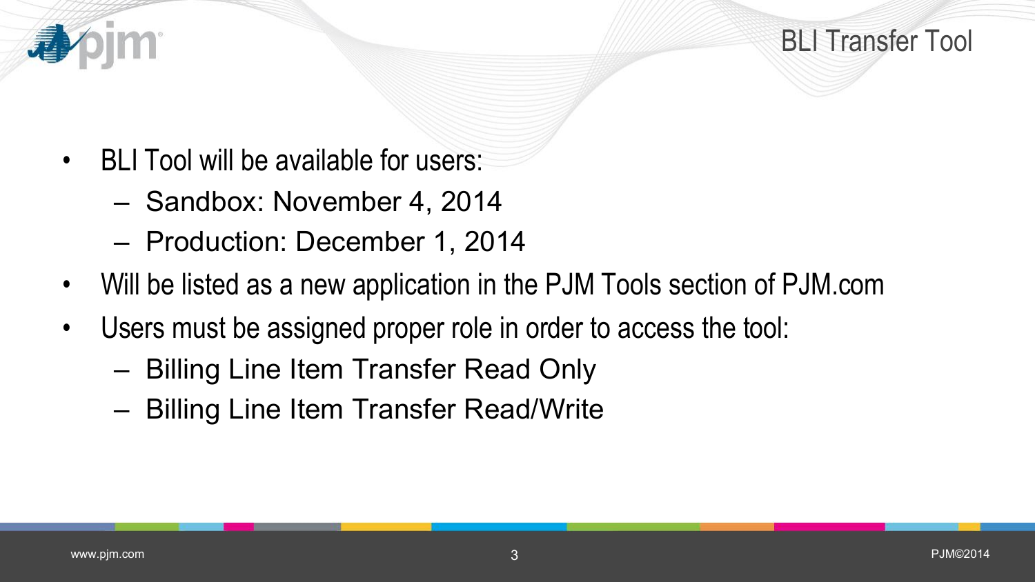# BLI Transfer Tool

- BLI Tool will be available for users:
  - Sandbox: November 4, 2014
  - Production: December 1, 2014
- Will be listed as a new application in the PJM Tools section of PJM.com
- Users must be assigned proper role in order to access the tool:
  - Billing Line Item Transfer Read Only
  - Billing Line Item Transfer Read/Write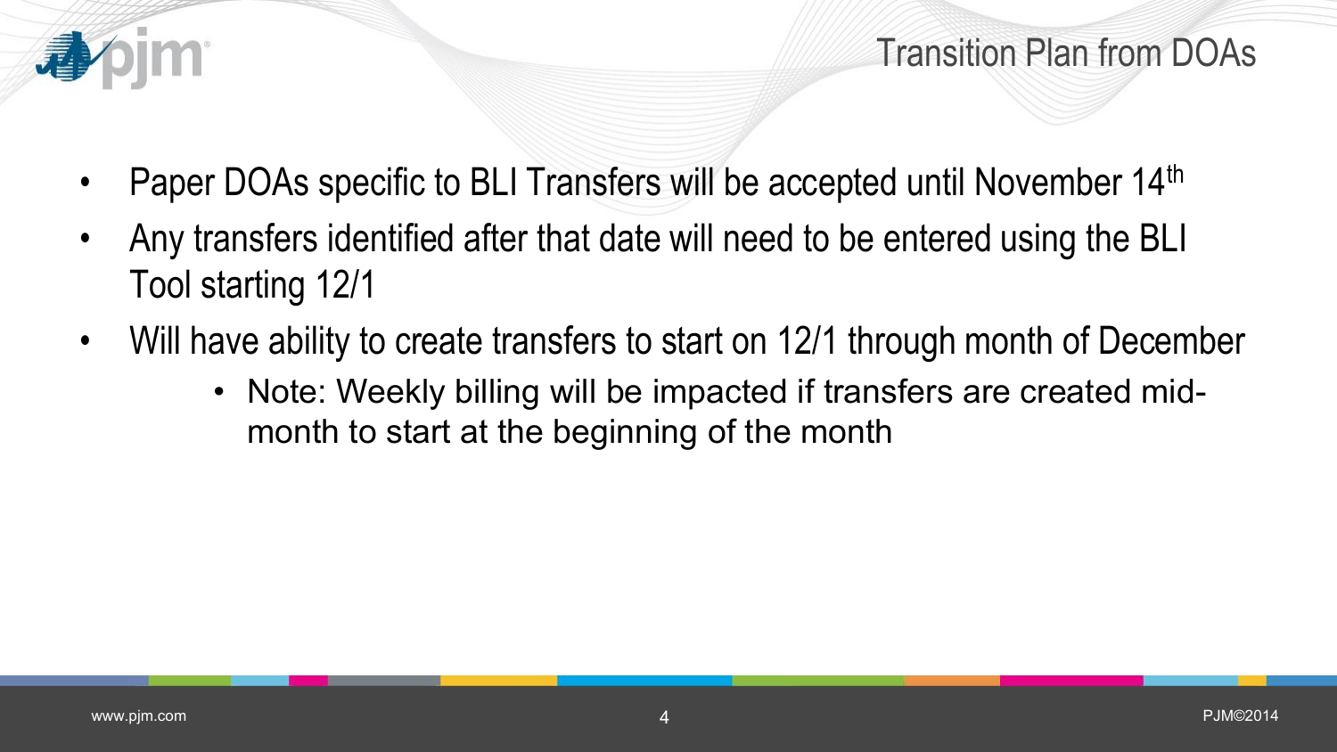# Transition Plan from DOAs

- Paper DOAs specific to BLI Transfers will be accepted until November 14th
- Any transfers identified after that date will need to be entered using the BLI Tool starting 12/1
- Will have ability to create transfers to start on 12/1 through month of December
  - Note: Weekly billing will be impacted if transfers are created mid-month to start at the beginning of the month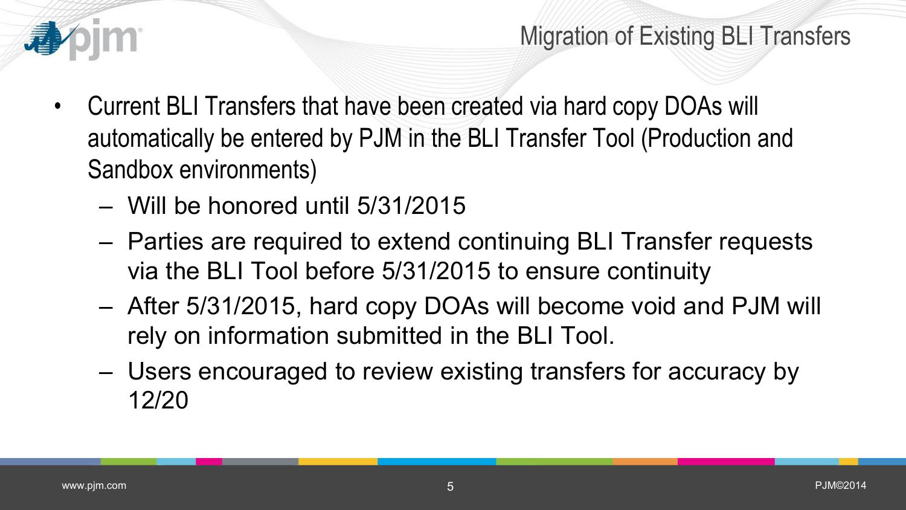# Migration of Existing BLI Transfers

- Current BLI Transfers that have been created via hard copy DOAs will automatically be entered by PJM in the BLI Transfer Tool (Production and Sandbox environments)
  - Will be honored until 5/31/2015
  - Parties are required to extend continuing BLI Transfer requests via the BLI Tool before 5/31/2015 to ensure continuity
  - After 5/31/2015, hard copy DOAs will become void and PJM will rely on information submitted in the BLI Tool.
  - Users encouraged to review existing transfers for accuracy by 12/20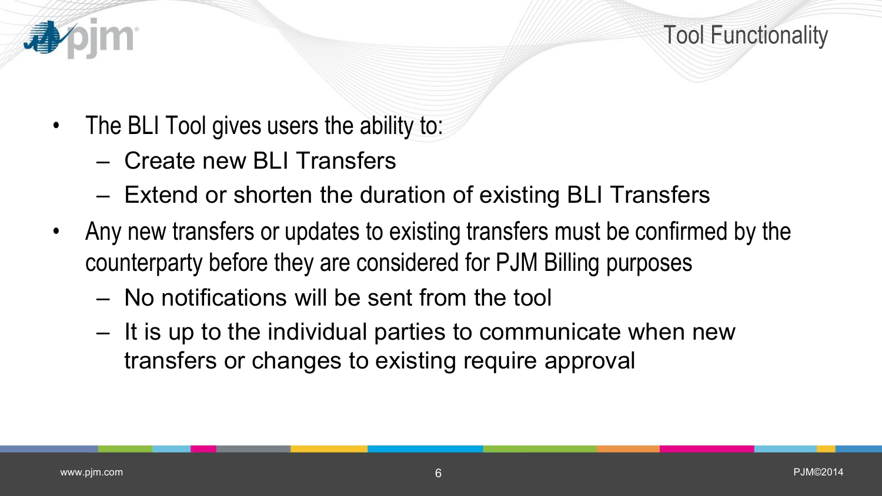# Tool Functionality

- The BLI Tool gives users the ability to:
  - Create new BLI Transfers
  - Extend or shorten the duration of existing BLI Transfers
- Any new transfers or updates to existing transfers must be confirmed by the counterparty before they are considered for PJM Billing purposes
  - No notifications will be sent from the tool
  - It is up to the individual parties to communicate when new transfers or changes to existing require approval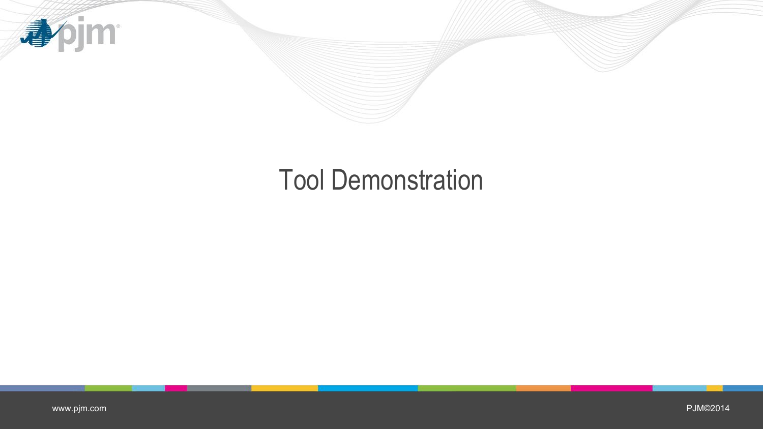# Tool Demonstration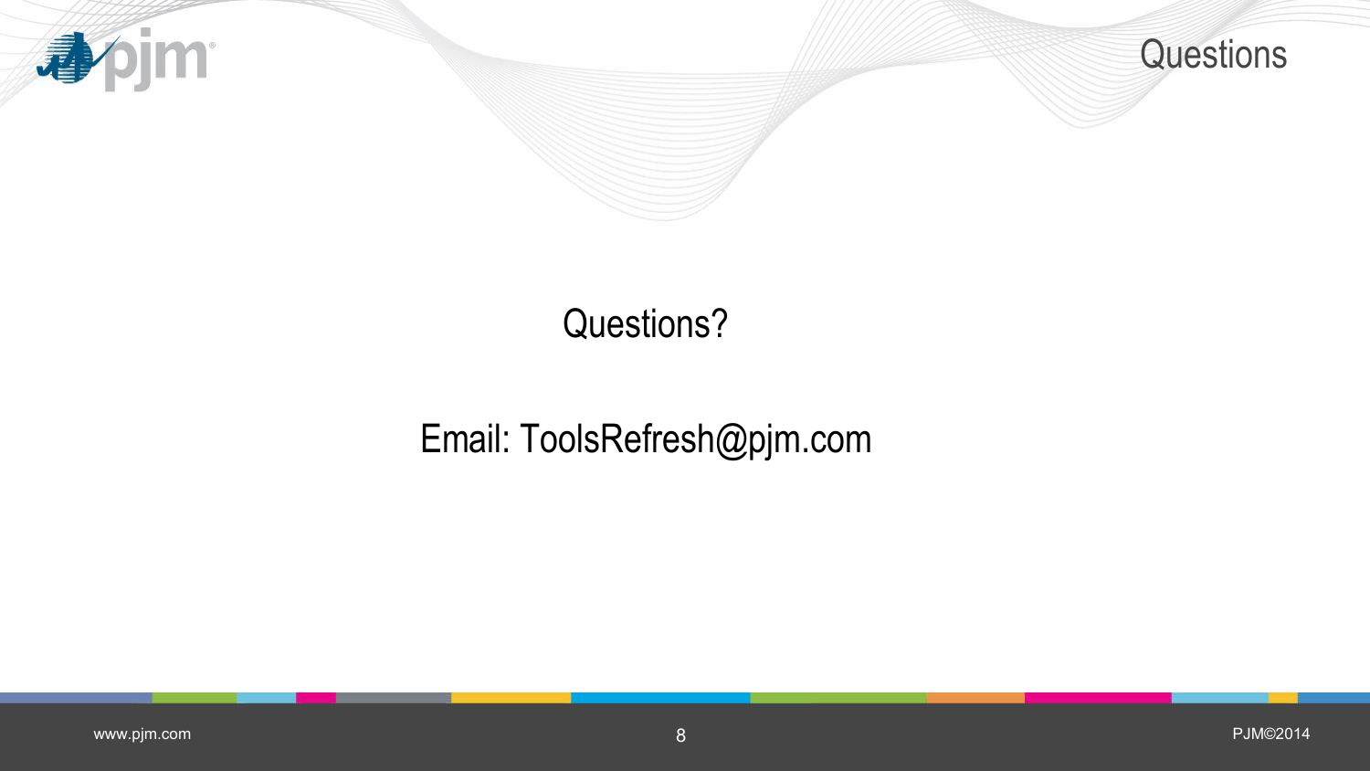# Questions

Questions?

Email: ToolsRefresh@pjm.com